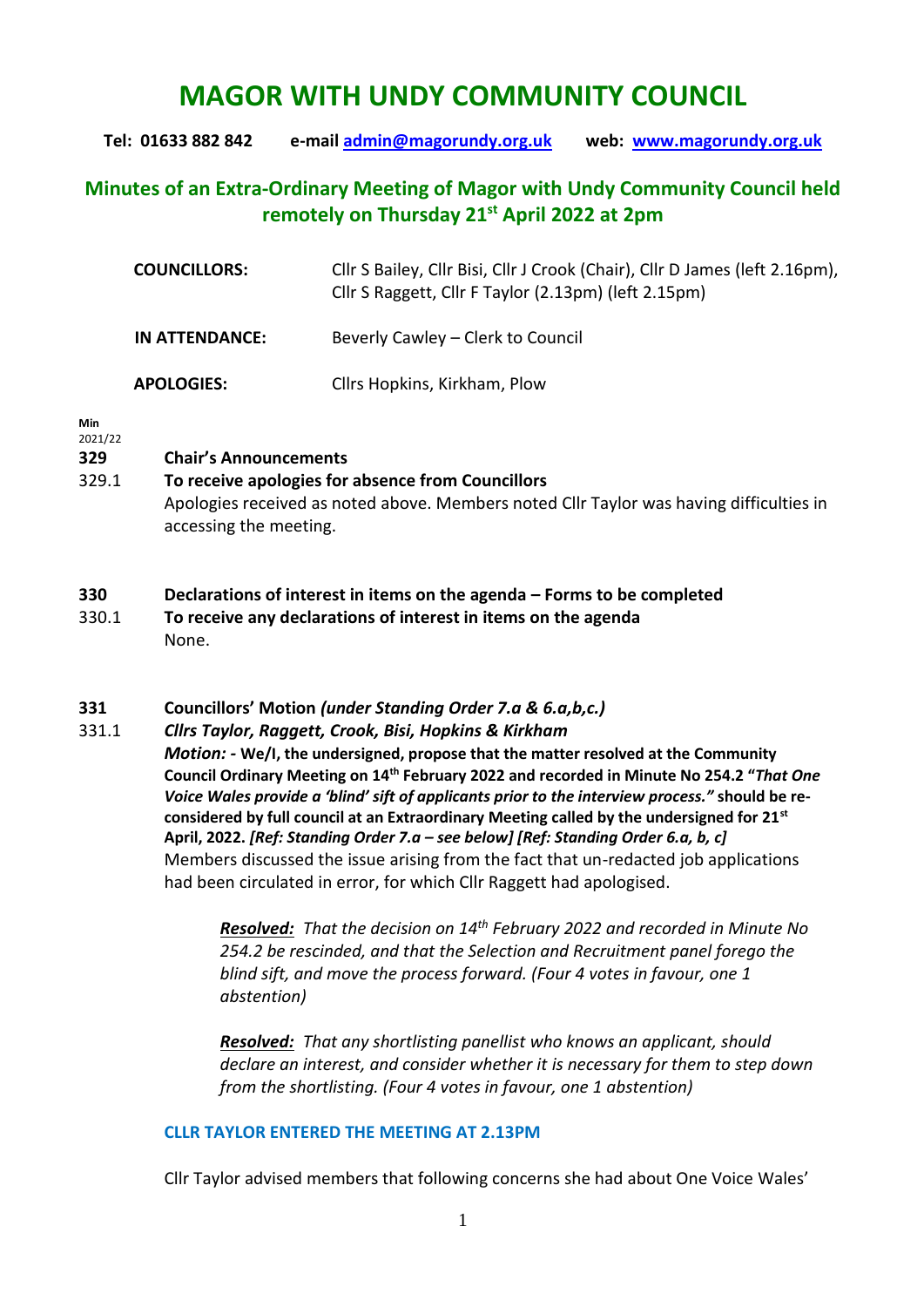# MAGOR WITH UNDY COMMUNITY COUNCIL

**Tel: 01633 882 842 e-mail admin@magorundy.org.uk web: www.magorundy.org.uk**

## Minutes of an Extra-Ordinary Meeting of Magor with Undy Community Council held remotely on Thursday 21st April 2022 at 2pm

| | |
|---|---|
| **COUNCILLORS:** | Cllr S Bailey, Cllr Bisi, Cllr J Crook (Chair), Cllr D James (left 2.16pm), Cllr S Raggett, Cllr F Taylor (2.13pm) (left 2.15pm) |
| **IN ATTENDANCE:** | Beverly Cawley – Clerk to Council |
| **APOLOGIES:** | Cllrs Hopkins, Kirkham, Plow |

**Min**
2021/22

**329 Chair's Announcements**

329.1 **To receive apologies for absence from Councillors**

Apologies received as noted above. Members noted Cllr Taylor was having difficulties in accessing the meeting.

**330 Declarations of interest in items on the agenda – Forms to be completed**

330.1 **To receive any declarations of interest in items on the agenda**

None.

**331 Councillors' Motion *(under Standing Order 7.a & 6.a,b,c.)***

331.1 ***Cllrs Taylor, Raggett, Crook, Bisi, Hopkins & Kirkham***

***Motion: -* We/I, the undersigned, propose that the matter resolved at the Community Council Ordinary Meeting on 14th February 2022 and recorded in Minute No 254.2 "*That One Voice Wales provide a 'blind' sift of applicants prior to the interview process."* should be re-considered by full council at an Extraordinary Meeting called by the undersigned for 21st April, 2022. *[Ref: Standing Order 7.a – see below] [Ref: Standing Order 6.a, b, c]***

Members discussed the issue arising from the fact that un-redacted job applications had been circulated in error, for which Cllr Raggett had apologised.

> ***Resolved:*** *That the decision on 14th February 2022 and recorded in Minute No 254.2 be rescinded, and that the Selection and Recruitment panel forego the blind sift, and move the process forward. (Four 4 votes in favour, one 1 abstention)*

> ***Resolved:*** *That any shortlisting panellist who knows an applicant, should declare an interest, and consider whether it is necessary for them to step down from the shortlisting. (Four 4 votes in favour, one 1 abstention)*

**CLLR TAYLOR ENTERED THE MEETING AT 2.13PM**

Cllr Taylor advised members that following concerns she had about One Voice Wales'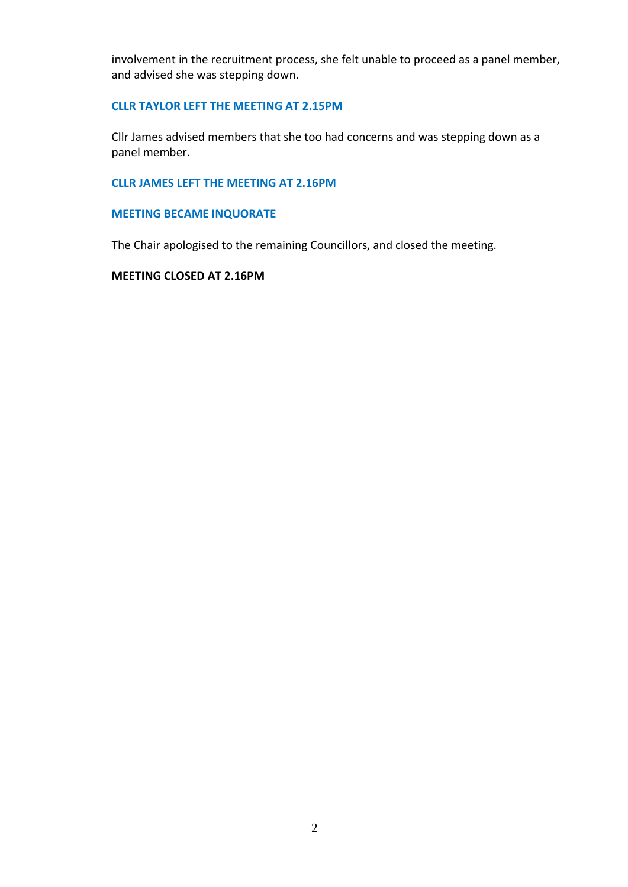involvement in the recruitment process, she felt unable to proceed as a panel member, and advised she was stepping down.

**CLLR TAYLOR LEFT THE MEETING AT 2.15PM**

Cllr James advised members that she too had concerns and was stepping down as a panel member.

**CLLR JAMES LEFT THE MEETING AT 2.16PM**

**MEETING BECAME INQUORATE**

The Chair apologised to the remaining Councillors, and closed the meeting.

**MEETING CLOSED AT 2.16PM**